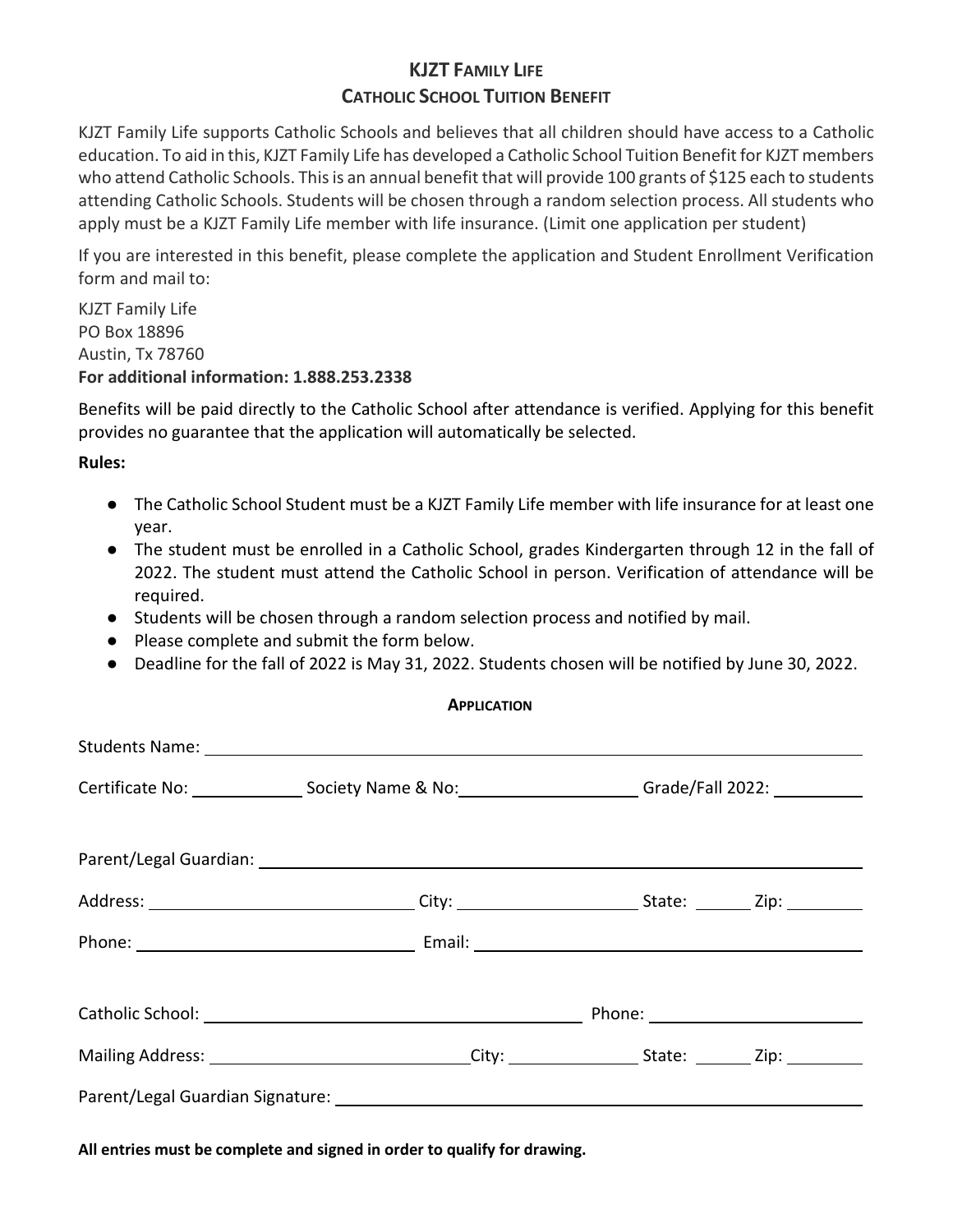# KJZT FAMILY LIFE
## CATHOLIC SCHOOL TUITION BENEFIT

KJZT Family Life supports Catholic Schools and believes that all children should have access to a Catholic education. To aid in this, KJZT Family Life has developed a Catholic School Tuition Benefit for KJZT members who attend Catholic Schools. This is an annual benefit that will provide 100 grants of $125 each to students attending Catholic Schools. Students will be chosen through a random selection process. All students who apply must be a KJZT Family Life member with life insurance. (Limit one application per student)

If you are interested in this benefit, please complete the application and Student Enrollment Verification form and mail to:

KJZT Family Life
PO Box 18896
Austin, Tx 78760
**For additional information: 1.888.253.2338**

Benefits will be paid directly to the Catholic School after attendance is verified. Applying for this benefit provides no guarantee that the application will automatically be selected.

**Rules:**

- The Catholic School Student must be a KJZT Family Life member with life insurance for at least one year.
- The student must be enrolled in a Catholic School, grades Kindergarten through 12 in the fall of 2022. The student must attend the Catholic School in person. Verification of attendance will be required.
- Students will be chosen through a random selection process and notified by mail.
- Please complete and submit the form below.
- Deadline for the fall of 2022 is May 31, 2022. Students chosen will be notified by June 30, 2022.

### APPLICATION

Students Name: ______________________________________________

Certificate No: __________ Society Name & No: ________________ Grade/Fall 2022: ________

Parent/Legal Guardian: ______________________________________________

Address: __________________________ City: ________________ State: ______ Zip: ________

Phone: __________________________ Email: ______________________________________

Catholic School: ______________________________________ Phone: ____________________

Mailing Address: __________________________ City: ____________ State: ______ Zip: ________

Parent/Legal Guardian Signature: ______________________________________________

**All entries must be complete and signed in order to qualify for drawing.**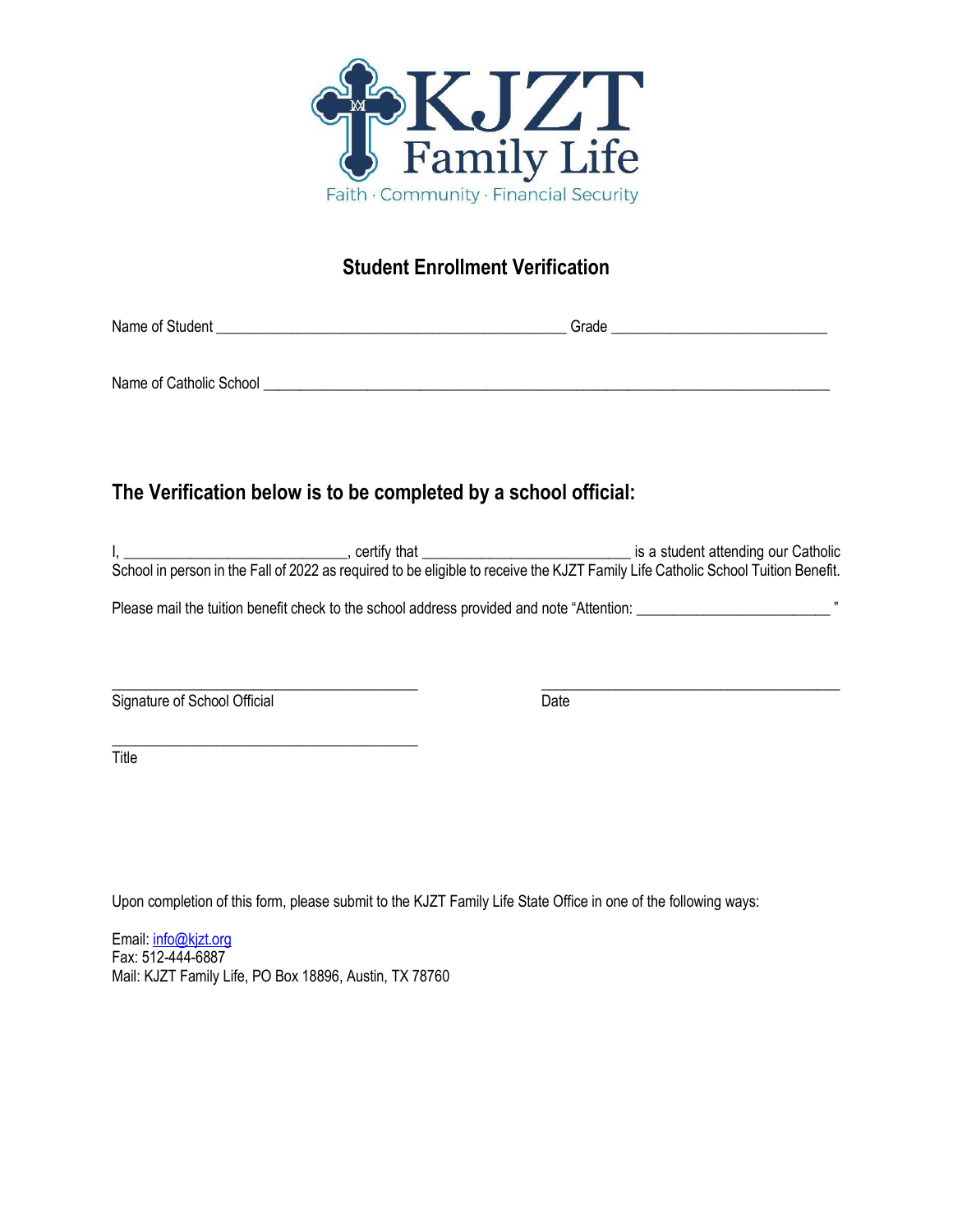KJZT Family Life

Faith · Community · Financial Security

## Student Enrollment Verification

Name of Student _______________________________________________ Grade _____________________________

Name of Catholic School ___________________________________________________________________________

## The Verification below is to be completed by a school official:

I, _____________________________, certify that ___________________________ is a student attending our Catholic School in person in the Fall of 2022 as required to be eligible to receive the KJZT Family Life Catholic School Tuition Benefit.

Please mail the tuition benefit check to the school address provided and note "Attention: _________________________ "

_________________________________________ &nbsp;&nbsp;&nbsp;&nbsp;&nbsp;&nbsp;&nbsp; ________________________________________

Signature of School Official &nbsp;&nbsp;&nbsp;&nbsp;&nbsp;&nbsp;&nbsp;&nbsp;&nbsp;&nbsp;&nbsp;&nbsp;&nbsp;&nbsp;&nbsp;&nbsp;&nbsp;&nbsp;&nbsp;&nbsp;&nbsp;&nbsp;&nbsp;&nbsp;&nbsp;&nbsp;&nbsp;&nbsp;&nbsp;&nbsp; Date

_________________________________________

Title

Upon completion of this form, please submit to the KJZT Family Life State Office in one of the following ways:

Email: info@kjzt.org
Fax: 512-444-6887
Mail: KJZT Family Life, PO Box 18896, Austin, TX 78760